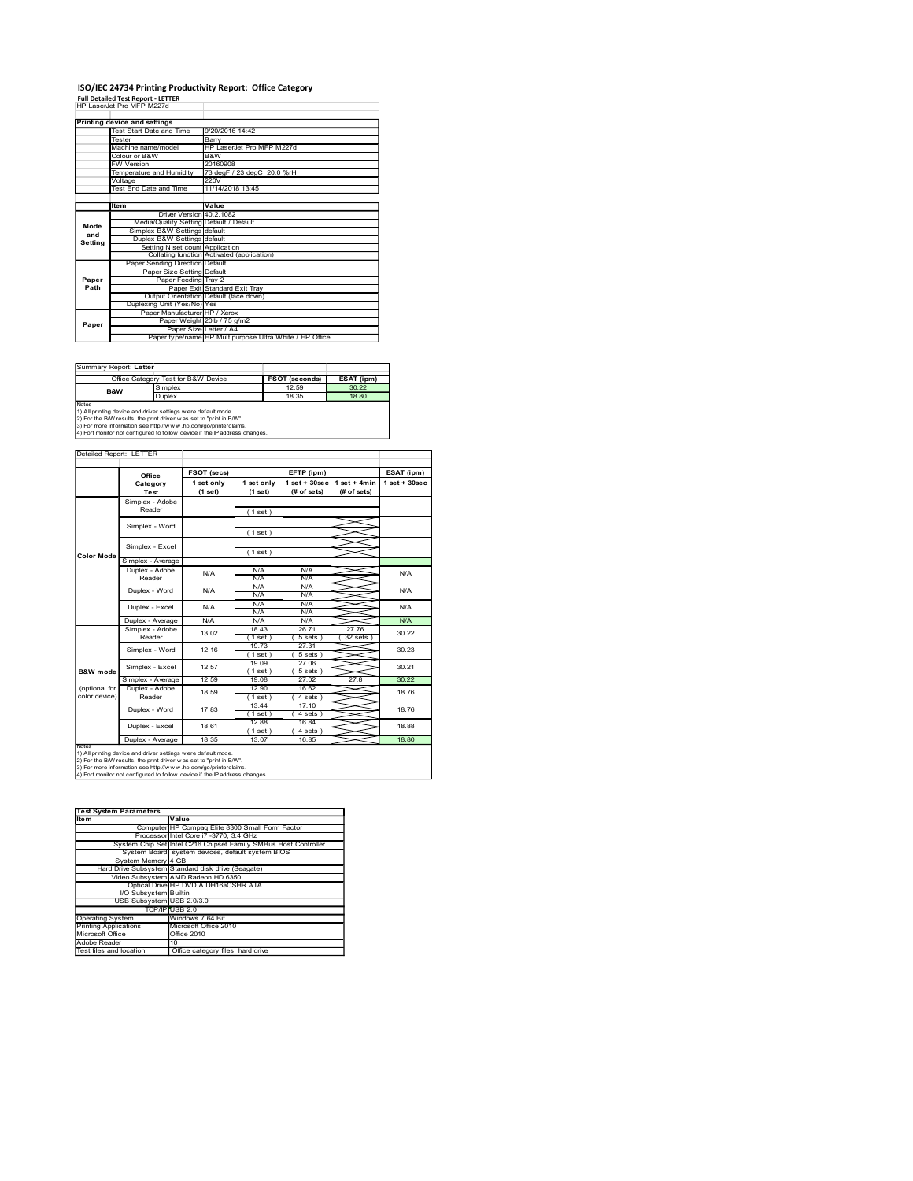# ISO/IEC 24734 Printing Productivity Report: Office Category

**Full Detailed Test Report - LETTER**

HP LaserJet Pro MFP M227d

| Printing device and settings | |
|---|---|
| Test Start Date and Time | 9/20/2016 14:42 |
| Tester | Barry |
| Machine name/model | HP LaserJet Pro MFP M227d |
| Colour or B&W | B&W |
| FW Version | 20160908 |
| Temperature and Humidity | 73 degF / 23 degC 20.0 %rH |
| Voltage | 220V |
| Test End Date and Time | 11/14/2018 13:45 |

| | Item | Value |
|---|---|---|
| Mode and Setting | Driver Version | 40.2.1082 |
| | Media/Quality Setting | Default / Default |
| | Simplex B&W Settings | default |
| | Duplex B&W Settings | default |
| | Setting N set count | Application |
| | Collating function | Activated (application) |
| Paper Path | Paper Sending Direction | Default |
| | Paper Size Setting | Default |
| | Paper Feeding | Tray 2 |
| | Paper Exit | Standard Exit Tray |
| | Output Orientation | Default (face down) |
| | Duplexing Unit (Yes/No) | Yes |
| Paper | Paper Manufacturer | HP / Xerox |
| | Paper Weight | 20lb / 75 g/m2 |
| | Paper Size | Letter / A4 |
| | Paper type/name | HP Multipurpose Ultra White / HP Office |

Summary Report: **Letter**

| Office Category Test for B&W Device | | FSOT (seconds) | ESAT (ipm) |
|---|---|---|---|
| B&W | Simplex | 12.59 | 30.22 |
| | Duplex | 18.35 | 18.80 |

Notes
1) All printing device and driver settings were default mode.
2) For the B/W results, the print driver was set to "print in B/W".
3) For more information see http://www.hp.com/go/printerclaims.
4) Port monitor not configured to follow device if the IP address changes.

Detailed Report: LETTER

| | Office Category Test | FSOT (secs) 1 set only (1 set) | EFTP (ipm) 1 set only (1 set) | EFTP (ipm) 1 set + 30sec (# of sets) | EFTP (ipm) 1 set + 4min (# of sets) | ESAT (ipm) 1 set + 30sec |
|---|---|---|---|---|---|---|
| Color Mode | Simplex - Adobe Reader | | (1 set) | | | |
| | Simplex - Word | | (1 set) | | | |
| | Simplex - Excel | | (1 set) | | | |
| | Simplex - Average | | | | | |
| | Duplex - Adobe Reader | N/A | N/A N/A | N/A N/A | | N/A |
| | Duplex - Word | N/A | N/A N/A | N/A N/A | | N/A |
| | Duplex - Excel | N/A | N/A N/A | N/A N/A | | N/A |
| | Duplex - Average | N/A | N/A | N/A | | N/A |
| B&W mode (optional for color device) | Simplex - Adobe Reader | 13.02 | 18.43 (1 set) | 26.71 (5 sets) | 27.76 (32 sets) | 30.22 |
| | Simplex - Word | 12.16 | 19.73 (1 set) | 27.31 (5 sets) | | 30.23 |
| | Simplex - Excel | 12.57 | 19.09 (1 set) | 27.06 (5 sets) | | 30.21 |
| | Simplex - Average | 12.59 | 19.08 | 27.02 | 27.8 | 30.22 |
| | Duplex - Adobe Reader | 18.59 | 12.90 (1 set) | 16.62 (4 sets) | | 18.76 |
| | Duplex - Word | 17.83 | 13.44 (1 set) | 17.10 (4 sets) | | 18.76 |
| | Duplex - Excel | 18.61 | 12.88 (1 set) | 16.84 (4 sets) | | 18.88 |
| | Duplex - Average | 18.35 | 13.07 | 16.85 | | 18.80 |

Notes
1) All printing device and driver settings were default mode.
2) For the B/W results, the print driver was set to "print in B/W".
3) For more information see http://www.hp.com/go/printerclaims.
4) Port monitor not configured to follow device if the IP address changes.

| Test System Parameters | |
|---|---|
| **Item** | **Value** |
| Computer | HP Compaq Elite 8300 Small Form Factor |
| Processor | Intel Core i7 -3770, 3.4 GHz |
| System Chip Set | Intel C216 Chipset Family SMBus Host Controller |
| System Board | system devices, default system BIOS |
| System Memory | 4 GB |
| Hard Drive Subsystem | Standard disk drive (Seagate) |
| Video Subsystem | AMD Radeon HD 6350 |
| Optical Drive | HP DVD A DH16aCSHR ATA |
| I/O Subsystem | Builtin |
| USB Subsystem | USB 2.0/3.0 |
| TCP/IP | USB 2.0 |
| Operating System | Windows 7 64 Bit |
| Printing Applications | Microsoft Office 2010 |
| Microsoft Office | Office 2010 |
| Adobe Reader | 10 |
| Test files and location | Office category files, hard drive |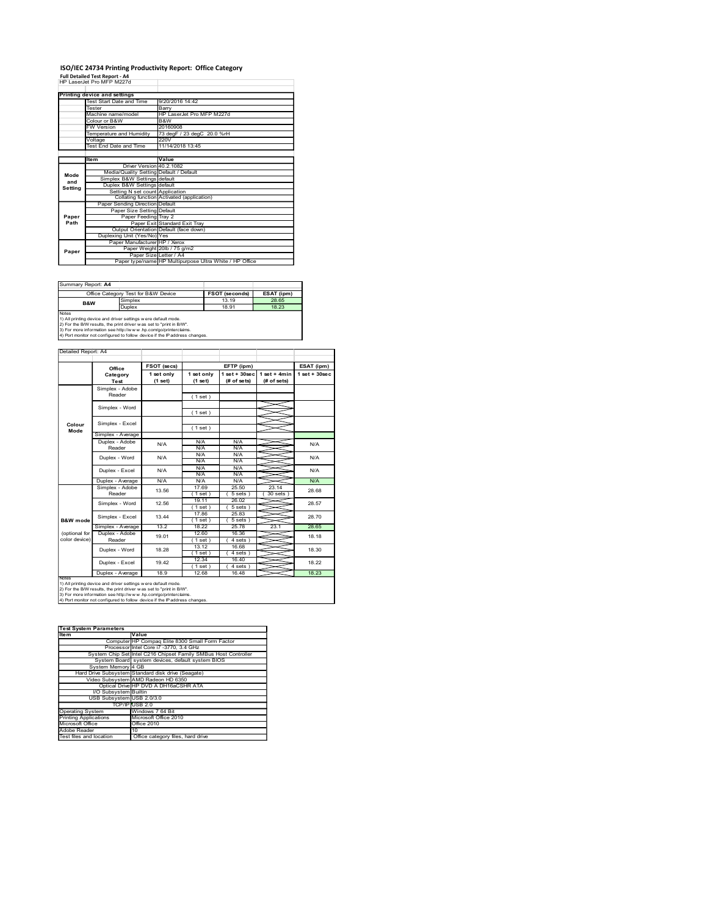# ISO/IEC 24734 Printing Productivity Report: Office Category

**Full Detailed Test Report - A4**

HP LaserJet Pro MFP M227d

| Printing device and settings | |
|---|---|
| Test Start Date and Time | 9/20/2016 14:42 |
| Tester | Barry |
| Machine name/model | HP LaserJet Pro MFP M227d |
| Colour or B&W | B&W |
| FW Version | 20160908 |
| Temperature and Humidity | 73 degF / 23 degC 20.0 %rH |
| Voltage | 220V |
| Test End Date and Time | 11/14/2018 13:45 |

| | Item | Value |
|---|---|---|
| Mode and Setting | Driver Version | 40.2.1082 |
| | Media/Quality Setting | Default / Default |
| | Simplex B&W Settings | default |
| | Duplex B&W Settings | default |
| | Setting N set count | Application |
| | Collating function | Activated (application) |
| Paper Path | Paper Sending Direction | Default |
| | Paper Size Setting | Default |
| | Paper Feeding | Tray 2 |
| | Paper Exit | Standard Exit Tray |
| | Output Orientation | Default (face down) |
| | Duplexing Unit (Yes/No) | Yes |
| Paper | Paper Manufacturer | HP / Xerox |
| | Paper Weight | 20lb / 75 g/m2 |
| | Paper Size | Letter / A4 |
| | Paper type/name | HP Multipurpose Ultra White / HP Office |

Summary Report: **A4**

| Office Category Test for B&W Device | | FSOT (seconds) | ESAT (ipm) |
|---|---|---|---|
| B&W | Simplex | 13.19 | 28.65 |
| | Duplex | 18.91 | 18.23 |

Notes
1) All printing device and driver settings were default mode.
2) For the B/W results, the print driver was set to "print in B/W".
3) For more information see http://www.hp.com/go/printerclaims.
4) Port monitor not configured to follow device if the IP address changes.

Detailed Report: A4

| | Office Category Test | FSOT (secs) 1 set only (1 set) | EFTP (ipm) 1 set only (1 set) | EFTP (ipm) 1 set + 30sec (# of sets) | EFTP (ipm) 1 set + 4min (# of sets) | ESAT (ipm) 1 set + 30sec |
|---|---|---|---|---|---|---|
| Colour Mode | Simplex - Adobe Reader | | (1 set) | | | |
| | Simplex - Word | | (1 set) | | | |
| | Simplex - Excel | | (1 set) | | | |
| | Simplex - Average | | | | | |
| | Duplex - Adobe Reader | N/A | N/A N/A | N/A N/A | | N/A |
| | Duplex - Word | N/A | N/A N/A | N/A N/A | | N/A |
| | Duplex - Excel | N/A | N/A N/A | N/A N/A | | N/A |
| | Duplex - Average | N/A | N/A | N/A | | N/A |
| B&W mode (optional for color device) | Simplex - Adobe Reader | 13.56 | 17.69 (1 set) | 25.50 (5 sets) | 23.14 (30 sets) | 28.68 |
| | Simplex - Word | 12.56 | 19.11 (1 set) | 26.02 (5 sets) | | 28.57 |
| | Simplex - Excel | 13.44 | 17.86 (1 set) | 25.83 (5 sets) | | 28.70 |
| | Simplex - Average | 13.2 | 18.22 | 25.78 | 23.1 | 28.65 |
| | Duplex - Adobe Reader | 19.01 | 12.60 (1 set) | 16.36 (4 sets) | | 18.18 |
| | Duplex - Word | 18.28 | 13.12 (1 set) | 16.68 (4 sets) | | 18.30 |
| | Duplex - Excel | 19.42 | 12.34 (1 set) | 16.40 (4 sets) | | 18.22 |
| | Duplex - Average | 18.9 | 12.68 | 16.48 | | 18.23 |

Notes
1) All printing device and driver settings were default mode.
2) For the B/W results, the print driver was set to "print in B/W".
3) For more information see http://www.hp.com/go/printerclaims.
4) Port monitor not configured to follow device if the IP address changes.

| Test System Parameters | |
|---|---|
| Item | Value |
| Computer | HP Compaq Elite 8300 Small Form Factor |
| Processor | Intel Core i7 -3770, 3.4 GHz |
| System Chip Set | Intel C216 Chipset Family SMBus Host Controller |
| System Board | system devices, default system BIOS |
| System Memory | 4 GB |
| Hard Drive Subsystem | Standard disk drive (Seagate) |
| Video Subsystem | AMD Radeon HD 6350 |
| Optical Drive | HP DVD A DH16aCSHR ATA |
| I/O Subsystem | Builtin |
| USB Subsystem | USB 2.0/3.0 |
| TCP/IP | USB 2.0 |
| Operating System | Windows 7 64 Bit |
| Printing Applications | Microsoft Office 2010 |
| Microsoft Office | Office 2010 |
| Adobe Reader | 10 |
| Test files and location | Office category files, hard drive |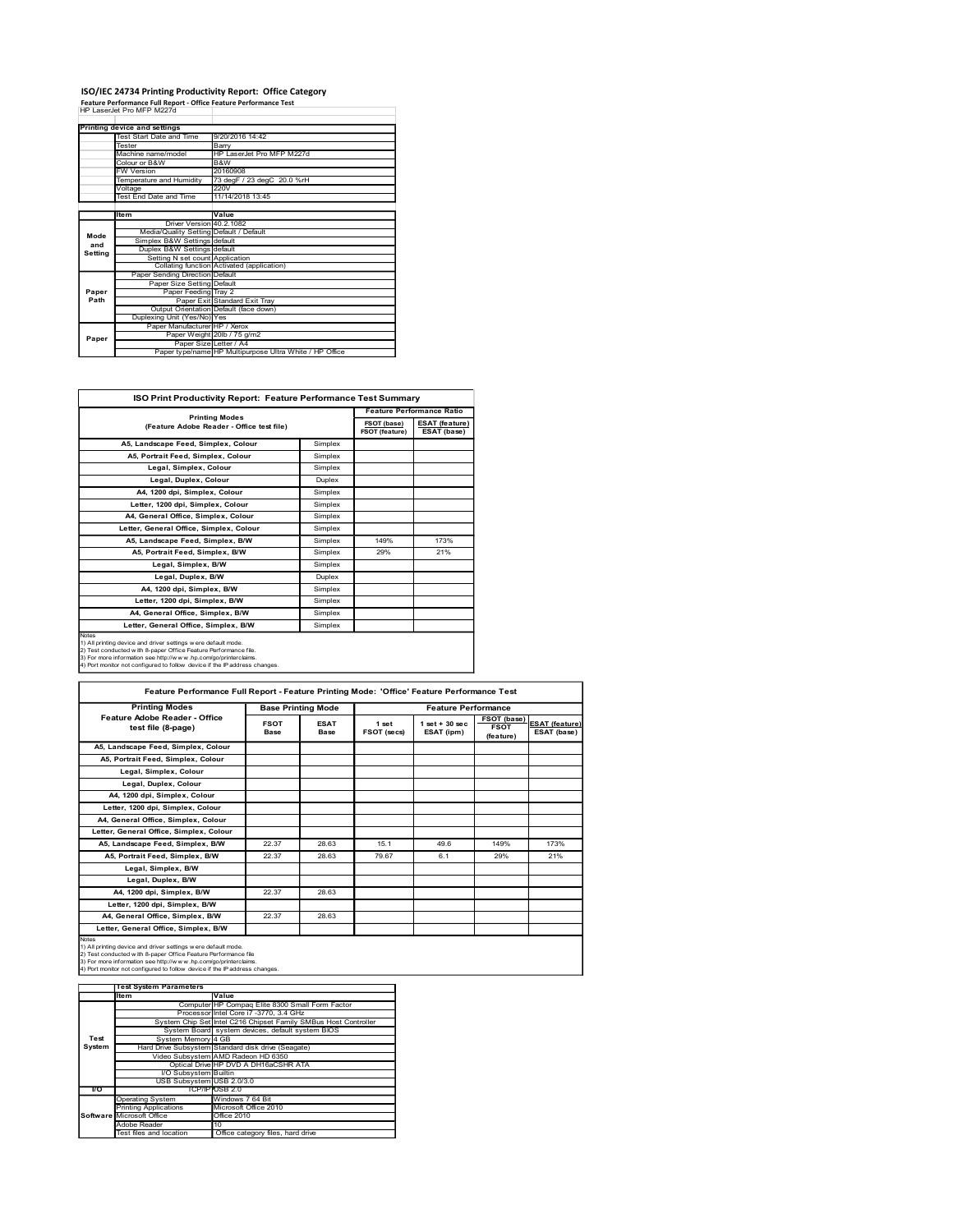# ISO/IEC 24734 Printing Productivity Report: Office Category

**Feature Performance Full Report - Office Feature Performance Test**

HP LaserJet Pro MFP M227d

| Printing device and settings | |
|---|---|
| Test Start Date and Time | 9/20/2016 14:42 |
| Tester | Barry |
| Machine name/model | HP LaserJet Pro MFP M227d |
| Colour or B&W | B&W |
| FW Version | 20160908 |
| Temperature and Humidity | 73 degF / 23 degC 20.0 %rH |
| Voltage | 220V |
| Test End Date and Time | 11/14/2018 13:45 |

| | Item | Value |
|---|---|---|
| Mode and Setting | Driver Version | 40.2.1082 |
| | Media/Quality Setting | Default / Default |
| | Simplex B&W Settings | default |
| | Duplex B&W Settings | default |
| | Setting N set count | Application |
| | Collating function | Activated (application) |
| Paper Path | Paper Sending Direction | Default |
| | Paper Size Setting | Default |
| | Paper Feeding | Tray 2 |
| | Paper Exit | Standard Exit Tray |
| | Output Orientation | Default (face down) |
| | Duplexing Unit (Yes/No) | Yes |
| Paper | Paper Manufacturer | HP / Xerox |
| | Paper Weight | 20lb / 75 g/m2 |
| | Paper Size | Letter / A4 |
| | Paper type/name | HP Multipurpose Ultra White / HP Office |

**ISO Print Productivity Report: Feature Performance Test Summary**

| Printing Modes (Feature Adobe Reader - Office test file) | | Feature Performance Ratio | |
|---|---|---|---|
| | | FSOT (base) / FSOT (feature) | ESAT (feature) / ESAT (base) |
| A5, Landscape Feed, Simplex, Colour | Simplex | | |
| A5, Portrait Feed, Simplex, Colour | Simplex | | |
| Legal, Simplex, Colour | Simplex | | |
| Legal, Duplex, Colour | Duplex | | |
| A4, 1200 dpi, Simplex, Colour | Simplex | | |
| Letter, 1200 dpi, Simplex, Colour | Simplex | | |
| A4, General Office, Simplex, Colour | Simplex | | |
| Letter, General Office, Simplex, Colour | Simplex | | |
| A5, Landscape Feed, Simplex, B/W | Simplex | 149% | 173% |
| A5, Portrait Feed, Simplex, B/W | Simplex | 29% | 21% |
| Legal, Simplex, B/W | Simplex | | |
| Legal, Duplex, B/W | Duplex | | |
| A4, 1200 dpi, Simplex, B/W | Simplex | | |
| Letter, 1200 dpi, Simplex, B/W | Simplex | | |
| A4, General Office, Simplex, B/W | Simplex | | |
| Letter, General Office, Simplex, B/W | Simplex | | |

Notes
1) All printing device and driver settings were default mode.
2) Test conducted with 8-paper Office Feature Performance file.
3) For more information see http://www.hp.com/go/printerclaims.
4) Port monitor not configured to follow device if the IP address changes.

**Feature Performance Full Report - Feature Printing Mode: 'Office' Feature Performance Test**

| Printing Modes Feature Adobe Reader - Office test file (8-page) | Base Printing Mode | | Feature Performance | | | |
|---|---|---|---|---|---|---|
| | FSOT Base | ESAT Base | 1 set FSOT (secs) | 1 set + 30 sec ESAT (ipm) | FSOT (base) / FSOT (feature) | ESAT (feature) / ESAT (base) |
| A5, Landscape Feed, Simplex, Colour | | | | | | |
| A5, Portrait Feed, Simplex, Colour | | | | | | |
| Legal, Simplex, Colour | | | | | | |
| Legal, Duplex, Colour | | | | | | |
| A4, 1200 dpi, Simplex, Colour | | | | | | |
| Letter, 1200 dpi, Simplex, Colour | | | | | | |
| A4, General Office, Simplex, Colour | | | | | | |
| Letter, General Office, Simplex, Colour | | | | | | |
| A5, Landscape Feed, Simplex, B/W | 22.37 | 28.63 | 15.1 | 49.6 | 149% | 173% |
| A5, Portrait Feed, Simplex, B/W | 22.37 | 28.63 | 79.67 | 6.1 | 29% | 21% |
| Legal, Simplex, B/W | | | | | | |
| Legal, Duplex, B/W | | | | | | |
| A4, 1200 dpi, Simplex, B/W | 22.37 | 28.63 | | | | |
| Letter, 1200 dpi, Simplex, B/W | | | | | | |
| A4, General Office, Simplex, B/W | 22.37 | 28.63 | | | | |
| Letter, General Office, Simplex, B/W | | | | | | |

Notes
1) All printing device and driver settings were default mode.
2) Test conducted with 8-paper Office Feature Performance file
3) For more information see http://www.hp.com/go/printerclaims.
4) Port monitor not configured to follow device if the IP address changes.

| | Test System Parameters | |
|---|---|---|
| | Item | Value |
| Test System | Computer | HP Compaq Elite 8300 Small Form Factor |
| | Processor | Intel Core i7 -3770, 3.4 GHz |
| | System Chip Set | Intel C216 Chipset Family SMBus Host Controller |
| | System Board | system devices, default system BIOS |
| | System Memory | 4 GB |
| | Hard Drive Subsystem | Standard disk drive (Seagate) |
| | Video Subsystem | AMD Radeon HD 6350 |
| | Optical Drive | HP DVD A DH16aCSHR ATA |
| | I/O Subsystem | Builtin |
| | USB Subsystem | USB 2.0/3.0 |
| I/O | TCP/IP | USB 2.0 |
| Software | Operating System | Windows 7 64 Bit |
| | Printing Applications | Microsoft Office 2010 |
| | Microsoft Office | Office 2010 |
| | Adobe Reader | 10 |
| | Test files and location | Office category files, hard drive |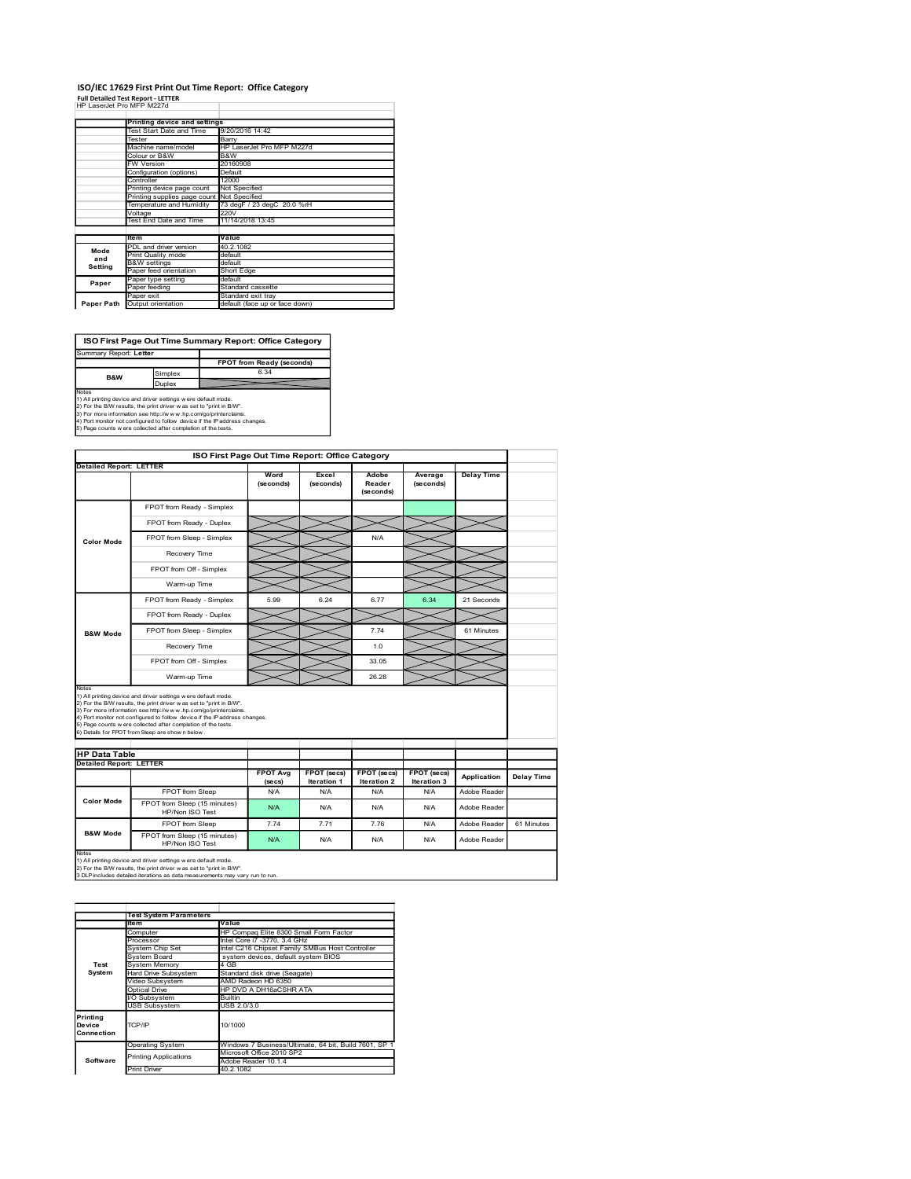# ISO/IEC 17629 First Print Out Time Report: Office Category

**Full Detailed Test Report - LETTER**

HP LaserJet Pro MFP M227d

| | Printing device and settings | |
|---|---|---|
| | Test Start Date and Time | 9/20/2016 14:42 |
| | Tester | Barry |
| | Machine name/model | HP LaserJet Pro MFP M227d |
| | Colour or B&W | B&W |
| | FW Version | 20160908 |
| | Configuration (options) | Default |
| | Controller | 12000 |
| | Printing device page count | Not Specified |
| | Printing supplies page count | Not Specified |
| | Temperature and Humidity | 73 degF / 23 degC 20.0 %rH |
| | Voltage | 220V |
| | Test End Date and Time | 11/14/2018 13:45 |

| | Item | Value |
|---|---|---|
| Mode and Setting | PDL and driver version | 40.2.1082 |
| | Print Quality mode | default |
| | B&W settings | default |
| | Paper feed orientation | Short Edge |
| Paper | Paper type setting | default |
| | Paper feeding | Standard cassette |
| | Paper exit | Standard exit tray |
| Paper Path | Output orientation | default (face up or face down) |

## ISO First Page Out Time Summary Report: Office Category

| Summary Report: Letter | | |
|---|---|---|
| | | FPOT from Ready (seconds) |
| B&W | Simplex | 6.34 |
| | Duplex | |

Notes
1) All printing device and driver settings were default mode.
2) For the B/W results, the print driver was set to "print in B/W".
3) For more information see http://www.hp.com/go/printerclaims.
4) Port monitor not configured to follow device if the IP address changes.
5) Page counts were collected after completion of the tests.

## ISO First Page Out Time Report: Office Category

| Detailed Report: LETTER | | Word (seconds) | Excel (seconds) | Adobe Reader (seconds) | Average (seconds) | Delay Time |
|---|---|---|---|---|---|---|
| Color Mode | FPOT from Ready - Simplex | | | | | |
| | FPOT from Ready - Duplex | | | | | |
| | FPOT from Sleep - Simplex | | | N/A | | |
| | Recovery Time | | | | | |
| | FPOT from Off - Simplex | | | | | |
| | Warm-up Time | | | | | |
| B&W Mode | FPOT from Ready - Simplex | 5.99 | 6.24 | 6.77 | 6.34 | 21 Seconds |
| | FPOT from Ready - Duplex | | | | | |
| | FPOT from Sleep - Simplex | | | 7.74 | | 61 Minutes |
| | Recovery Time | | | 1.0 | | |
| | FPOT from Off - Simplex | | | 33.05 | | |
| | Warm-up Time | | | 26.28 | | |

Notes
1) All printing device and driver settings were default mode.
2) For the B/W results, the print driver was set to "print in B/W".
3) For more information see http://www.hp.com/go/printerclaims.
4) Port monitor not configured to follow device if the IP address changes.
5) Page counts were collected after completion of the tests.
6) Details for FPOT from Sleep are shown below.

## HP Data Table

| Detailed Report: LETTER | | FPOT Avg (secs) | FPOT (secs) Iteration 1 | FPOT (secs) Iteration 2 | FPOT (secs) Iteration 3 | Application | Delay Time |
|---|---|---|---|---|---|---|---|
| Color Mode | FPOT from Sleep | N/A | N/A | N/A | N/A | Adobe Reader | |
| | FPOT from Sleep (15 minutes) HP/Non ISO Test | N/A | N/A | N/A | N/A | Adobe Reader | |
| B&W Mode | FPOT from Sleep | 7.74 | 7.71 | 7.76 | N/A | Adobe Reader | 61 Minutes |
| | FPOT from Sleep (15 minutes) HP/Non ISO Test | N/A | N/A | N/A | N/A | Adobe Reader | |

Notes
1) All printing device and driver settings were default mode.
2) For the B/W results, the print driver was set to "print in B/W".
3 DLP includes detailed iterations as data measurements may vary run to run.

| | Test System Parameters | |
|---|---|---|
| | Item | Value |
| Test System | Computer | HP Compaq Elite 8300 Small Form Factor |
| | Processor | Intel Core i7 -3770, 3.4 GHz |
| | System Chip Set | Intel C216 Chipset Family SMBus Host Controller |
| | System Board | system devices, default system BIOS |
| | System Memory | 4 GB |
| | Hard Drive Subsystem | Standard disk drive (Seagate) |
| | Video Subsystem | AMD Radeon HD 6350 |
| | Optical Drive | HP DVD A DH16aCSHR ATA |
| | I/O Subsystem | Builtin |
| | USB Subsystem | USB 2.0/3.0 |
| Printing Device Connection | TCP/IP | 10/1000 |
| Software | Operating System | Windows 7 Business/Ultimate, 64 bit, Build 7601, SP 1 |
| | Printing Applications | Microsoft Office 2010 SP2 |
| | | Adobe Reader 10.1.4 |
| | Print Driver | 40.2.1082 |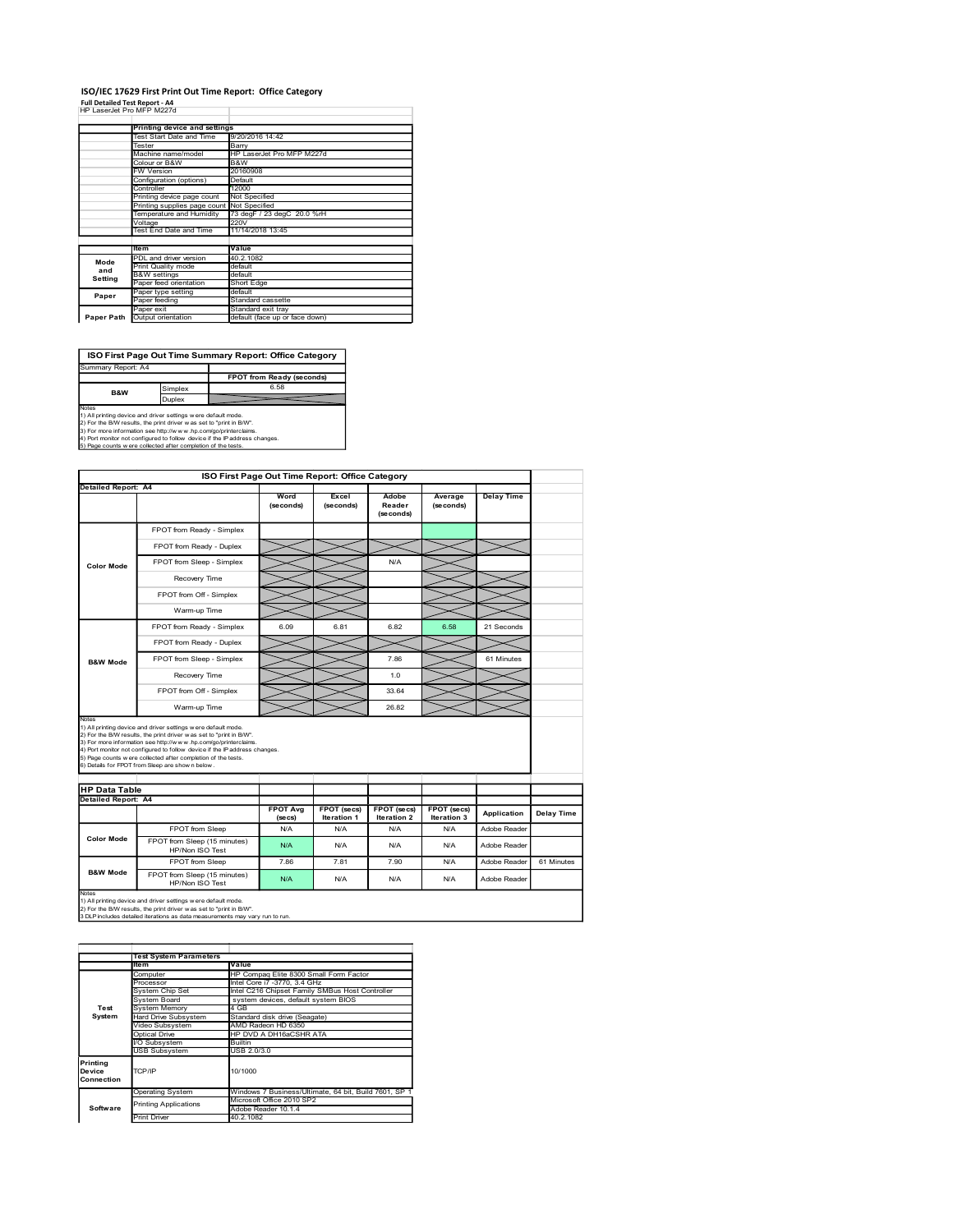# ISO/IEC 17629 First Print Out Time Report: Office Category

**Full Detailed Test Report - A4**

HP LaserJet Pro MFP M227d

| | Printing device and settings | |
|---|---|---|
| | Test Start Date and Time | 9/20/2016 14:42 |
| | Tester | Barry |
| | Machine name/model | HP LaserJet Pro MFP M227d |
| | Colour or B&W | B&W |
| | FW Version | 20160908 |
| | Configuration (options) | Default |
| | Controller | 12000 |
| | Printing device page count | Not Specified |
| | Printing supplies page count | Not Specified |
| | Temperature and Humidity | 73 degF / 23 degC 20.0 %rH |
| | Voltage | 220V |
| | Test End Date and Time | 11/14/2018 13:45 |

| | Item | Value |
|---|---|---|
| Mode and Setting | PDL and driver version | 40.2.1082 |
| | Print Quality mode | default |
| | B&W settings | default |
| | Paper feed orientation | Short Edge |
| Paper | Paper type setting | default |
| | Paper feeding | Standard cassette |
| | Paper exit | Standard exit tray |
| Paper Path | Output orientation | default (face up or face down) |

## ISO First Page Out Time Summary Report: Office Category

Summary Report: A4

| | | FPOT from Ready (seconds) |
|---|---|---|
| B&W | Simplex | 6.58 |
| | Duplex | |

Notes
1) All printing device and driver settings were default mode.
2) For the B/W results, the print driver was set to "print in B/W".
3) For more information see http://www.hp.com/go/printerclaims.
4) Port monitor not configured to follow device if the IP address changes.
5) Page counts were collected after completion of the tests.

## ISO First Page Out Time Report: Office Category

Detailed Report: A4

| | | Word (seconds) | Excel (seconds) | Adobe Reader (seconds) | Average (seconds) | Delay Time |
|---|---|---|---|---|---|---|
| Color Mode | FPOT from Ready - Simplex | | | | | |
| | FPOT from Ready - Duplex | | | | | |
| | FPOT from Sleep - Simplex | | | N/A | | |
| | Recovery Time | | | | | |
| | FPOT from Off - Simplex | | | | | |
| | Warm-up Time | | | | | |
| B&W Mode | FPOT from Ready - Simplex | 6.09 | 6.81 | 6.82 | 6.58 | 21 Seconds |
| | FPOT from Ready - Duplex | | | | | |
| | FPOT from Sleep - Simplex | | | 7.86 | | 61 Minutes |
| | Recovery Time | | | 1.0 | | |
| | FPOT from Off - Simplex | | | 33.64 | | |
| | Warm-up Time | | | 26.82 | | |

Notes
1) All printing device and driver settings were default mode.
2) For the B/W results, the print driver was set to "print in B/W".
3) For more information see http://www.hp.com/go/printerclaims.
4) Port monitor not configured to follow device if the IP address changes.
5) Page counts were collected after completion of the tests.
6) Details for FPOT from Sleep are shown below.

## HP Data Table

Detailed Report: A4

| | | FPOT Avg (secs) | FPOT (secs) Iteration 1 | FPOT (secs) Iteration 2 | FPOT (secs) Iteration 3 | Application | Delay Time |
|---|---|---|---|---|---|---|---|
| Color Mode | FPOT from Sleep | N/A | N/A | N/A | N/A | Adobe Reader | |
| | FPOT from Sleep (15 minutes) HP/Non ISO Test | N/A | N/A | N/A | N/A | Adobe Reader | |
| B&W Mode | FPOT from Sleep | 7.86 | 7.81 | 7.90 | N/A | Adobe Reader | 61 Minutes |
| | FPOT from Sleep (15 minutes) HP/Non ISO Test | N/A | N/A | N/A | N/A | Adobe Reader | |

Notes
1) All printing device and driver settings were default mode.
2) For the B/W results, the print driver was set to "print in B/W".
3 DLP includes detailed iterations as data measurements may vary run to run.

| | Test System Parameters | |
|---|---|---|
| | Item | Value |
| Test System | Computer | HP Compaq Elite 8300 Small Form Factor |
| | Processor | Intel Core i7 -3770, 3.4 GHz |
| | System Chip Set | Intel C216 Chipset Family SMBus Host Controller |
| | System Board | system devices, default system BIOS |
| | System Memory | 4 GB |
| | Hard Drive Subsystem | Standard disk drive (Seagate) |
| | Video Subsystem | AMD Radeon HD 6350 |
| | Optical Drive | HP DVD A DH16aCSHR ATA |
| | I/O Subsystem | Builtin |
| | USB Subsystem | USB 2.0/3.0 |
| Printing Device Connection | TCP/IP | 10/1000 |
| Software | Operating System | Windows 7 Business/Ultimate, 64 bit, Build 7601, SP 1 |
| | Printing Applications | Microsoft Office 2010 SP2 |
| | | Adobe Reader 10.1.4 |
| | Print Driver | 40.2.1082 |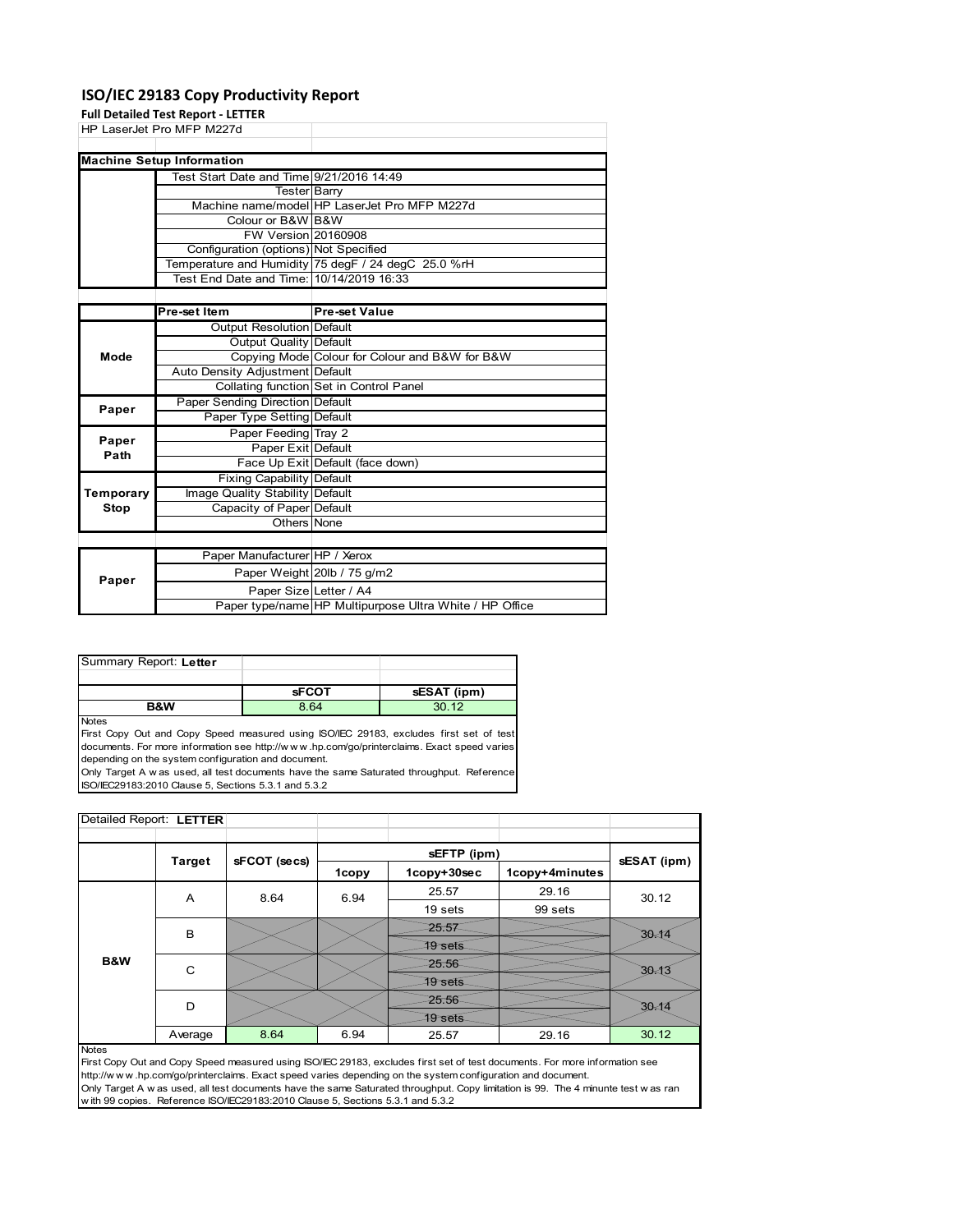# ISO/IEC 29183 Copy Productivity Report

**Full Detailed Test Report - LETTER**

HP LaserJet Pro MFP M227d

| Machine Setup Information | | |
|---|---|---|
| | Test Start Date and Time | 9/21/2016 14:49 |
| | Tester | Barry |
| | Machine name/model | HP LaserJet Pro MFP M227d |
| | Colour or B&W | B&W |
| | FW Version | 20160908 |
| | Configuration (options) | Not Specified |
| | Temperature and Humidity | 75 degF / 24 degC 25.0 %rH |
| | Test End Date and Time: | 10/14/2019 16:33 |

| | Pre-set Item | Pre-set Value |
|---|---|---|
| Mode | Output Resolution | Default |
| | Output Quality | Default |
| | Copying Mode | Colour for Colour and B&W for B&W |
| | Auto Density Adjustment | Default |
| | Collating function | Set in Control Panel |
| Paper | Paper Sending Direction | Default |
| | Paper Type Setting | Default |
| Paper Path | Paper Feeding | Tray 2 |
| | Paper Exit | Default |
| | Face Up Exit | Default (face down) |
| Temporary Stop | Fixing Capability | Default |
| | Image Quality Stability | Default |
| | Capacity of Paper | Default |
| | Others | None |

| | | |
|---|---|---|
| Paper | Paper Manufacturer | HP / Xerox |
| | Paper Weight | 20lb / 75 g/m2 |
| | Paper Size | Letter / A4 |
| | Paper type/name | HP Multipurpose Ultra White / HP Office |

Summary Report: **Letter**

| | sFCOT | sESAT (ipm) |
|---|---|---|
| B&W | 8.64 | 30.12 |

Notes

First Copy Out and Copy Speed measured using ISO/IEC 29183, excludes first set of test documents. For more information see http://www.hp.com/go/printerclaims. Exact speed varies depending on the system configuration and document.

Only Target A was used, all test documents have the same Saturated throughput. Reference ISO/IEC29183:2010 Clause 5, Sections 5.3.1 and 5.3.2

Detailed Report: **LETTER**

| | Target | sFCOT (secs) | sEFTP (ipm) | | | sESAT (ipm) |
|---|---|---|---|---|---|---|
| | | | 1copy | 1copy+30sec | 1copy+4minutes | |
| B&W | A | 8.64 | 6.94 | 25.57 | 29.16 | 30.12 |
| | | | | 19 sets | 99 sets | |
| | B | | | 25.57 | | 30.14 |
| | | | | 19 sets | | |
| | C | | | 25.56 | | 30.13 |
| | | | | 19 sets | | |
| | D | | | 25.56 | | 30.14 |
| | | | | 19 sets | | |
| | Average | 8.64 | 6.94 | 25.57 | 29.16 | 30.12 |

Notes

First Copy Out and Copy Speed measured using ISO/IEC 29183, excludes first set of test documents. For more information see http://www.hp.com/go/printerclaims. Exact speed varies depending on the system configuration and document.

Only Target A was used, all test documents have the same Saturated throughput. Copy limitation is 99. The 4 minunte test was ran with 99 copies. Reference ISO/IEC29183:2010 Clause 5, Sections 5.3.1 and 5.3.2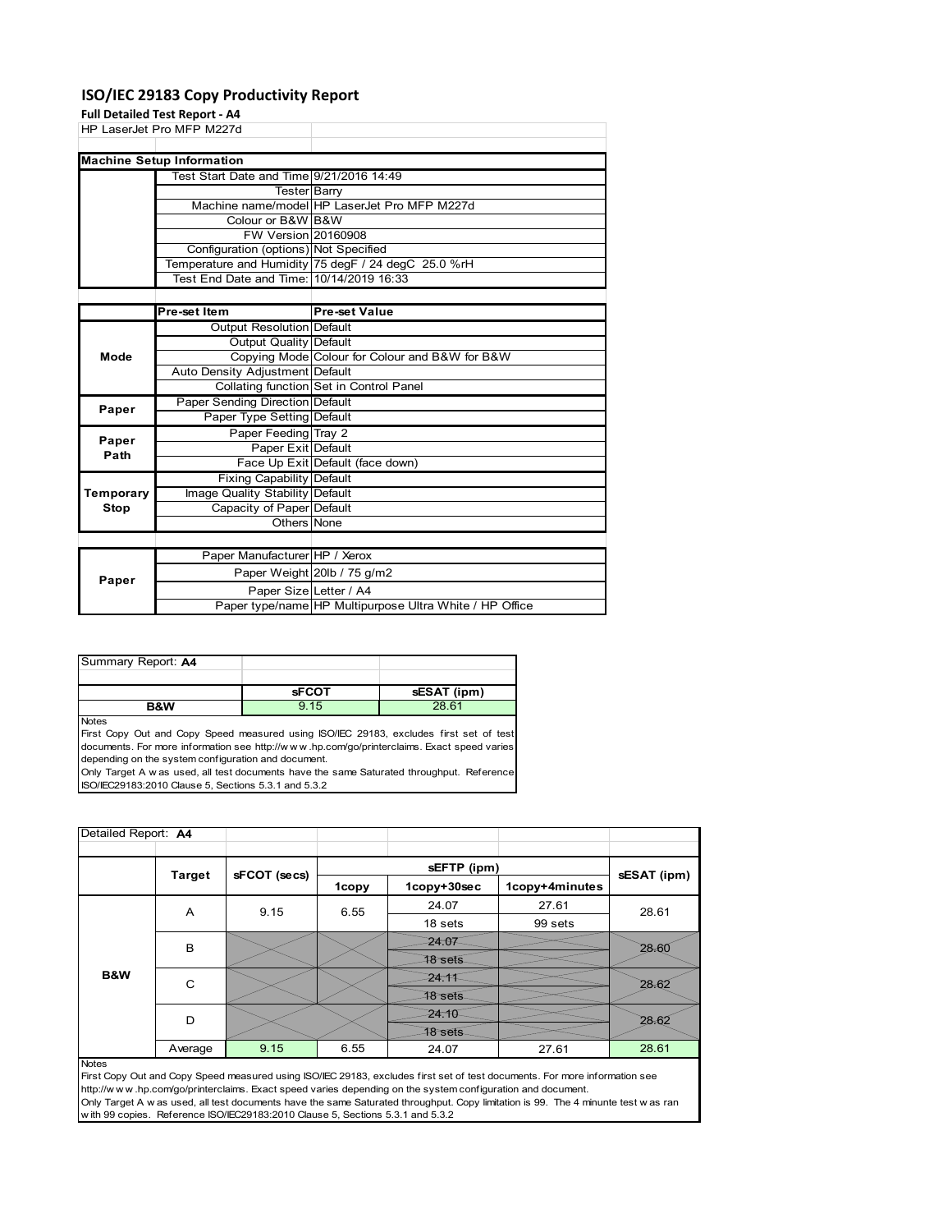# ISO/IEC 29183 Copy Productivity Report

**Full Detailed Test Report - A4**

HP LaserJet Pro MFP M227d

| Machine Setup Information | | |
|---|---|---|
| | Test Start Date and Time | 9/21/2016 14:49 |
| | Tester | Barry |
| | Machine name/model | HP LaserJet Pro MFP M227d |
| | Colour or B&W | B&W |
| | FW Version | 20160908 |
| | Configuration (options) | Not Specified |
| | Temperature and Humidity | 75 degF / 24 degC 25.0 %rH |
| | Test End Date and Time: | 10/14/2019 16:33 |

| | Pre-set Item | Pre-set Value |
|---|---|---|
| Mode | Output Resolution | Default |
| | Output Quality | Default |
| | Copying Mode | Colour for Colour and B&W for B&W |
| | Auto Density Adjustment | Default |
| | Collating function | Set in Control Panel |
| Paper | Paper Sending Direction | Default |
| | Paper Type Setting | Default |
| Paper Path | Paper Feeding | Tray 2 |
| | Paper Exit | Default |
| | Face Up Exit | Default (face down) |
| Temporary Stop | Fixing Capability | Default |
| | Image Quality Stability | Default |
| | Capacity of Paper | Default |
| | Others | None |

| | | |
|---|---|---|
| Paper | Paper Manufacturer | HP / Xerox |
| | Paper Weight | 20lb / 75 g/m2 |
| | Paper Size | Letter / A4 |
| | Paper type/name | HP Multipurpose Ultra White / HP Office |

Summary Report: **A4**

| | sFCOT | sESAT (ipm) |
|---|---|---|
| **B&W** | 9.15 | 28.61 |

Notes

First Copy Out and Copy Speed measured using ISO/IEC 29183, excludes first set of test documents. For more information see http://www.hp.com/go/printerclaims. Exact speed varies depending on the system configuration and document.

Only Target A was used, all test documents have the same Saturated throughput. Reference ISO/IEC29183:2010 Clause 5, Sections 5.3.1 and 5.3.2

Detailed Report: **A4**

| | Target | sFCOT (secs) | sEFTP (ipm) | | | sESAT (ipm) |
|---|---|---|---|---|---|---|
| | | | 1copy | 1copy+30sec | 1copy+4minutes | |
| B&W | A | 9.15 | 6.55 | 24.07 | 27.61 | 28.61 |
| | | | | 18 sets | 99 sets | |
| | B | | | 24.07 | | 28.60 |
| | | | | 18 sets | | |
| | C | | | 24.11 | | 28.62 |
| | | | | 18 sets | | |
| | D | | | 24.10 | | 28.62 |
| | | | | 18 sets | | |
| | Average | 9.15 | 6.55 | 24.07 | 27.61 | 28.61 |

Notes

First Copy Out and Copy Speed measured using ISO/IEC 29183, excludes first set of test documents. For more information see http://www.hp.com/go/printerclaims. Exact speed varies depending on the system configuration and document.

Only Target A was used, all test documents have the same Saturated throughput. Copy limitation is 99. The 4 minunte test was ran with 99 copies. Reference ISO/IEC29183:2010 Clause 5, Sections 5.3.1 and 5.3.2